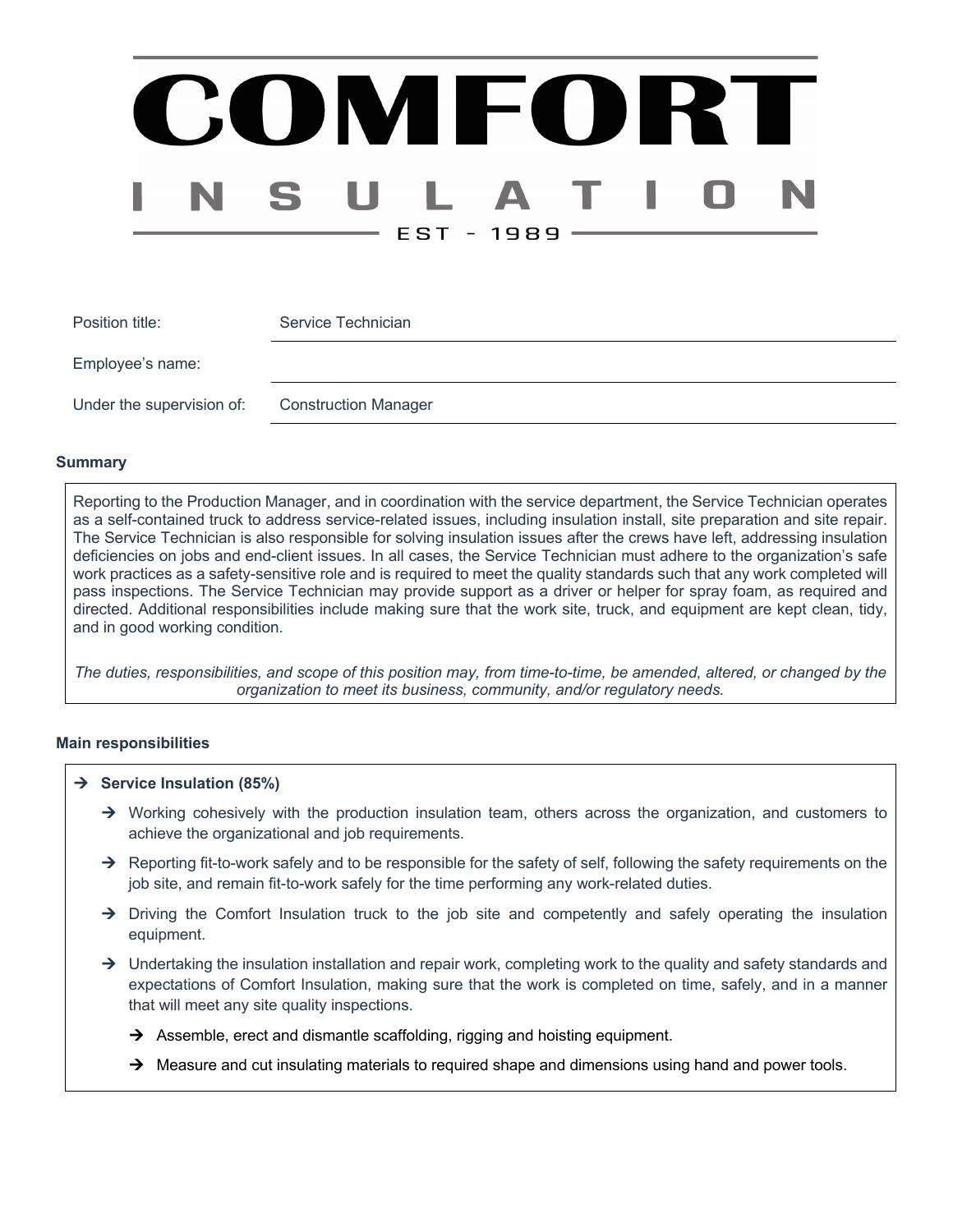# COMFORT

## INSULATION

EST - 1989

| Position title: | Service Technician |
|---|---|
| Employee's name: | |
| Under the supervision of: | Construction Manager |

### Summary

Reporting to the Production Manager, and in coordination with the service department, the Service Technician operates as a self-contained truck to address service-related issues, including insulation install, site preparation and site repair. The Service Technician is also responsible for solving insulation issues after the crews have left, addressing insulation deficiencies on jobs and end-client issues. In all cases, the Service Technician must adhere to the organization's safe work practices as a safety-sensitive role and is required to meet the quality standards such that any work completed will pass inspections. The Service Technician may provide support as a driver or helper for spray foam, as required and directed. Additional responsibilities include making sure that the work site, truck, and equipment are kept clean, tidy, and in good working condition.

*The duties, responsibilities, and scope of this position may, from time-to-time, be amended, altered, or changed by the organization to meet its business, community, and/or regulatory needs.*

### Main responsibilities

- **Service Insulation (85%)**
  - Working cohesively with the production insulation team, others across the organization, and customers to achieve the organizational and job requirements.
  - Reporting fit-to-work safely and to be responsible for the safety of self, following the safety requirements on the job site, and remain fit-to-work safely for the time performing any work-related duties.
  - Driving the Comfort Insulation truck to the job site and competently and safely operating the insulation equipment.
  - Undertaking the insulation installation and repair work, completing work to the quality and safety standards and expectations of Comfort Insulation, making sure that the work is completed on time, safely, and in a manner that will meet any site quality inspections.
    - Assemble, erect and dismantle scaffolding, rigging and hoisting equipment.
    - Measure and cut insulating materials to required shape and dimensions using hand and power tools.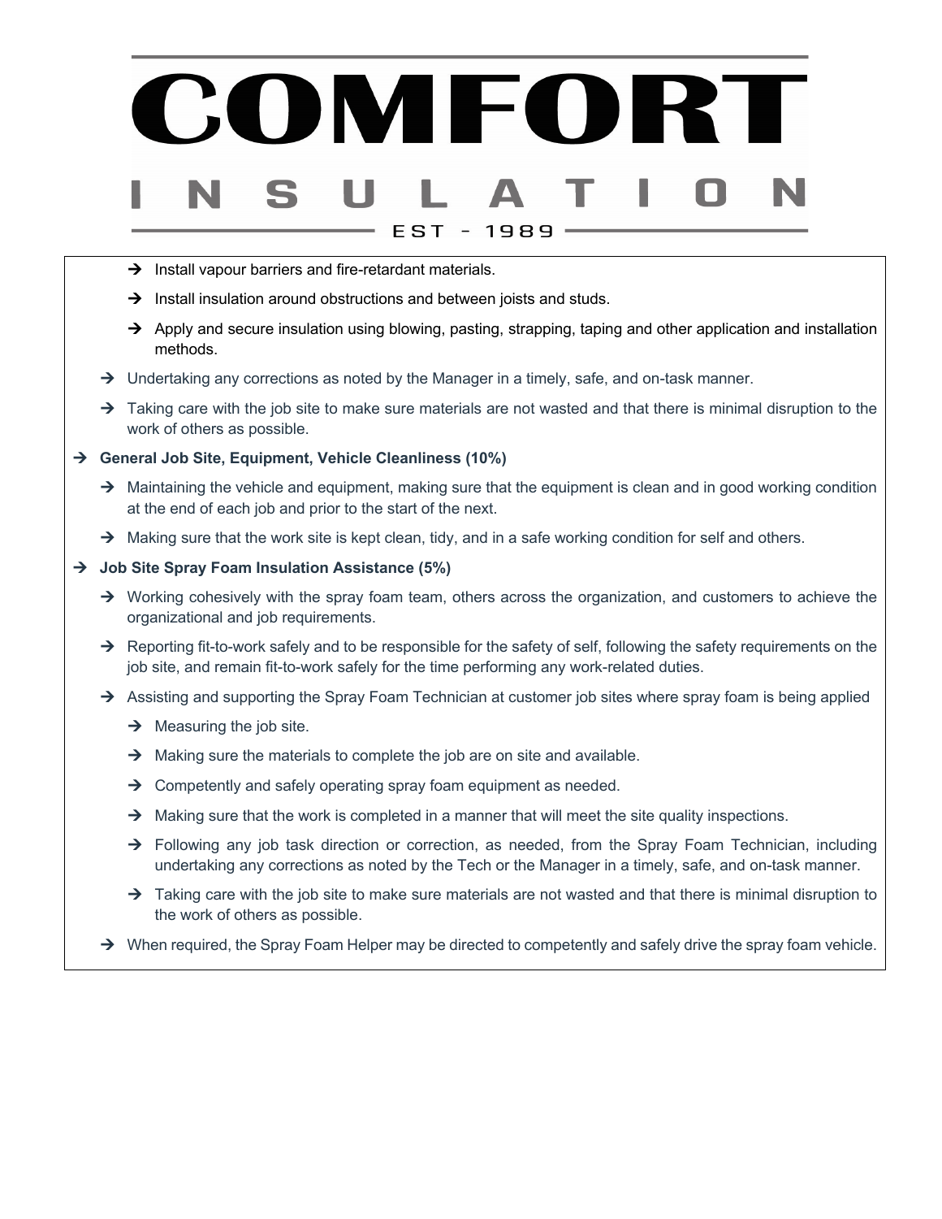- Install vapour barriers and fire-retardant materials.
    - Install insulation around obstructions and between joists and studs.
    - Apply and secure insulation using blowing, pasting, strapping, taping and other application and installation methods.
  - Undertaking any corrections as noted by the Manager in a timely, safe, and on-task manner.
  - Taking care with the job site to make sure materials are not wasted and that there is minimal disruption to the work of others as possible.
- **General Job Site, Equipment, Vehicle Cleanliness (10%)**
  - Maintaining the vehicle and equipment, making sure that the equipment is clean and in good working condition at the end of each job and prior to the start of the next.
  - Making sure that the work site is kept clean, tidy, and in a safe working condition for self and others.
- **Job Site Spray Foam Insulation Assistance (5%)**
  - Working cohesively with the spray foam team, others across the organization, and customers to achieve the organizational and job requirements.
  - Reporting fit-to-work safely and to be responsible for the safety of self, following the safety requirements on the job site, and remain fit-to-work safely for the time performing any work-related duties.
  - Assisting and supporting the Spray Foam Technician at customer job sites where spray foam is being applied
    - Measuring the job site.
    - Making sure the materials to complete the job are on site and available.
    - Competently and safely operating spray foam equipment as needed.
    - Making sure that the work is completed in a manner that will meet the site quality inspections.
    - Following any job task direction or correction, as needed, from the Spray Foam Technician, including undertaking any corrections as noted by the Tech or the Manager in a timely, safe, and on-task manner.
    - Taking care with the job site to make sure materials are not wasted and that there is minimal disruption to the work of others as possible.
  - When required, the Spray Foam Helper may be directed to competently and safely drive the spray foam vehicle.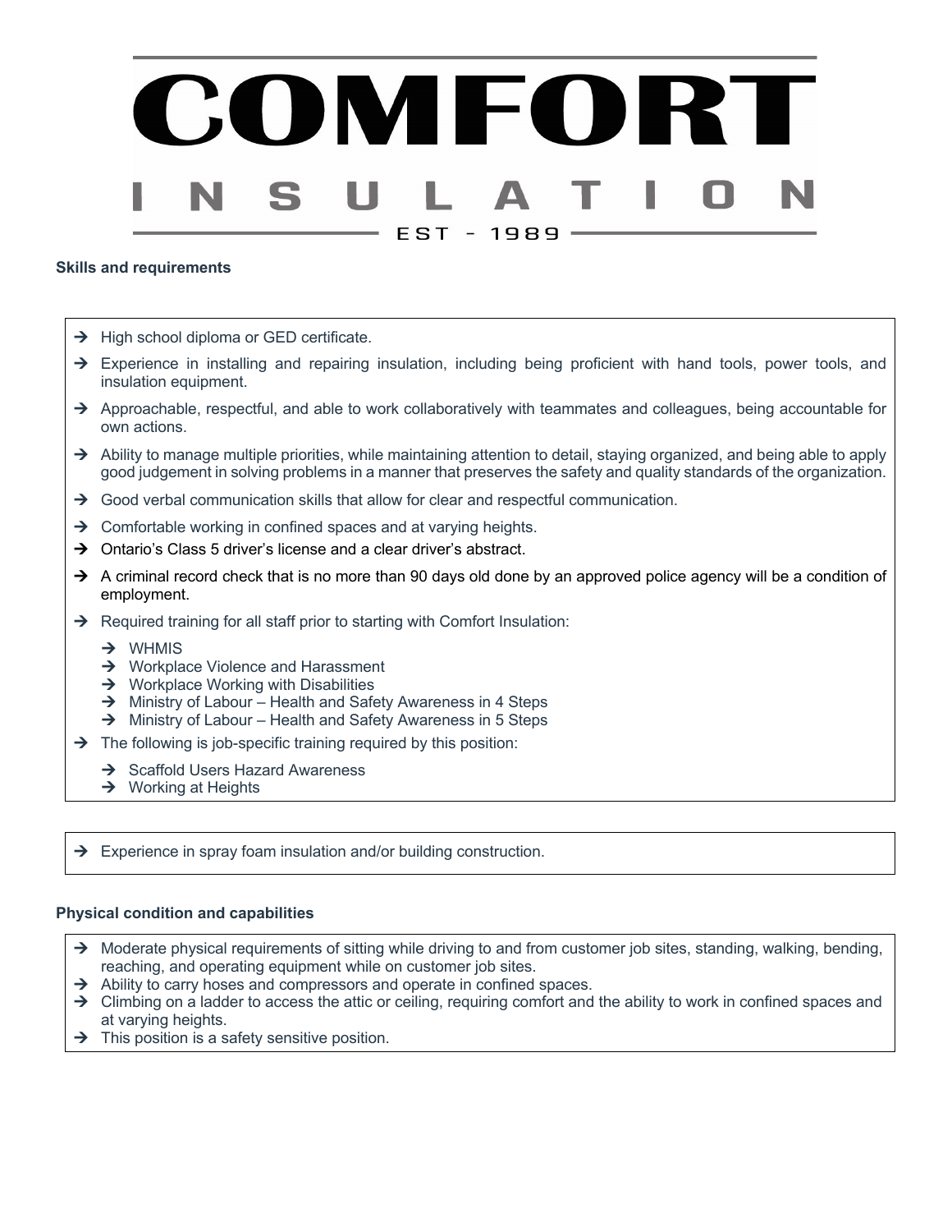COMFORT INSULATION EST - 1989

### Skills and requirements

- High school diploma or GED certificate.
- Experience in installing and repairing insulation, including being proficient with hand tools, power tools, and insulation equipment.
- Approachable, respectful, and able to work collaboratively with teammates and colleagues, being accountable for own actions.
- Ability to manage multiple priorities, while maintaining attention to detail, staying organized, and being able to apply good judgement in solving problems in a manner that preserves the safety and quality standards of the organization.
- Good verbal communication skills that allow for clear and respectful communication.
- Comfortable working in confined spaces and at varying heights.
- Ontario's Class 5 driver's license and a clear driver's abstract.
- A criminal record check that is no more than 90 days old done by an approved police agency will be a condition of employment.
- Required training for all staff prior to starting with Comfort Insulation:
  - WHMIS
  - Workplace Violence and Harassment
  - Workplace Working with Disabilities
  - Ministry of Labour – Health and Safety Awareness in 4 Steps
  - Ministry of Labour – Health and Safety Awareness in 5 Steps
- The following is job-specific training required by this position:
  - Scaffold Users Hazard Awareness
  - Working at Heights

- Experience in spray foam insulation and/or building construction.

### Physical condition and capabilities

- Moderate physical requirements of sitting while driving to and from customer job sites, standing, walking, bending, reaching, and operating equipment while on customer job sites.
- Ability to carry hoses and compressors and operate in confined spaces.
- Climbing on a ladder to access the attic or ceiling, requiring comfort and the ability to work in confined spaces and at varying heights.
- This position is a safety sensitive position.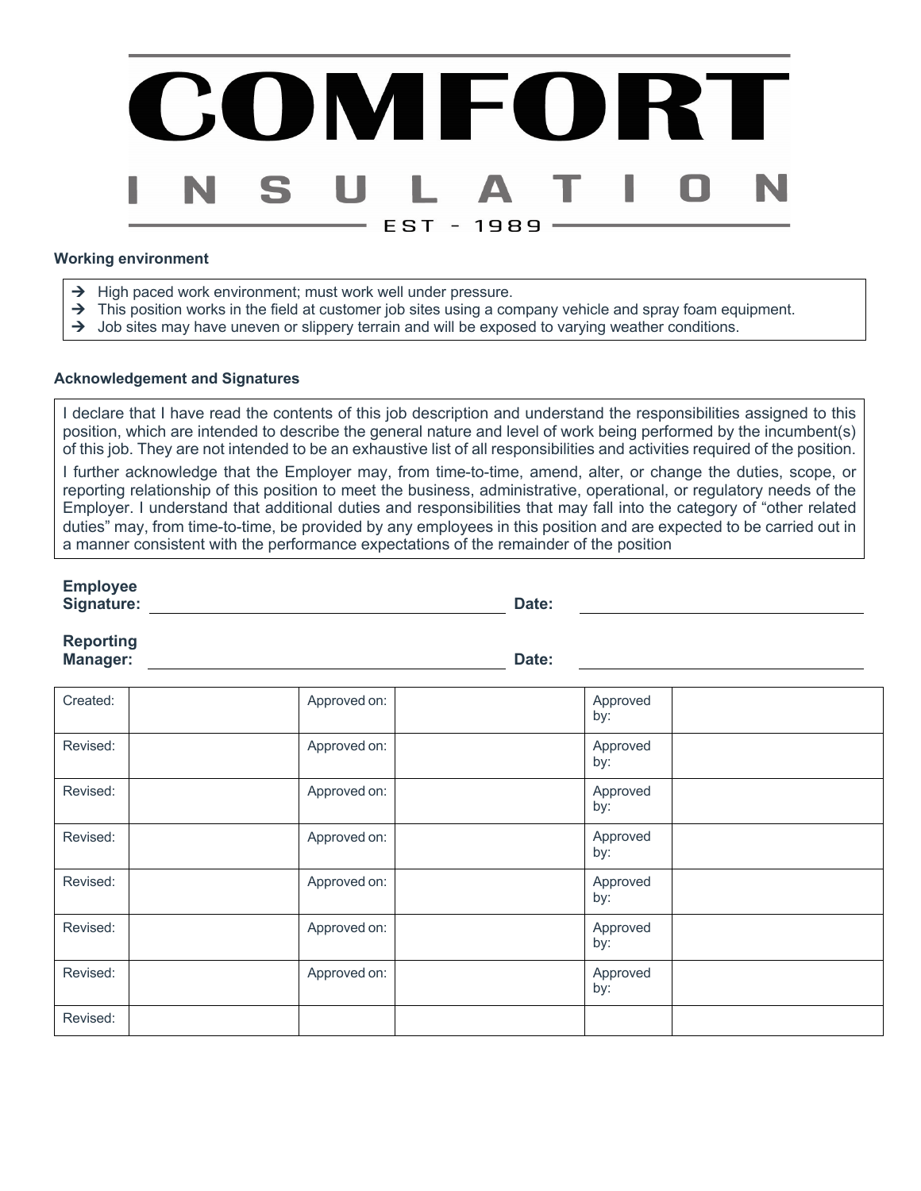# COMFORT

## INSULATION

EST - 1989

**Working environment**

- → High paced work environment; must work well under pressure.
- → This position works in the field at customer job sites using a company vehicle and spray foam equipment.
- → Job sites may have uneven or slippery terrain and will be exposed to varying weather conditions.

**Acknowledgement and Signatures**

I declare that I have read the contents of this job description and understand the responsibilities assigned to this position, which are intended to describe the general nature and level of work being performed by the incumbent(s) of this job. They are not intended to be an exhaustive list of all responsibilities and activities required of the position.

I further acknowledge that the Employer may, from time-to-time, amend, alter, or change the duties, scope, or reporting relationship of this position to meet the business, administrative, operational, or regulatory needs of the Employer. I understand that additional duties and responsibilities that may fall into the category of "other related duties" may, from time-to-time, be provided by any employees in this position and are expected to be carried out in a manner consistent with the performance expectations of the remainder of the position

**Employee Signature:** ______________________ **Date:** ______________________

**Reporting Manager:** ______________________ **Date:** ______________________

| | | | | | |
|---|---|---|---|---|---|
| Created: | | Approved on: | | Approved by: | |
| Revised: | | Approved on: | | Approved by: | |
| Revised: | | Approved on: | | Approved by: | |
| Revised: | | Approved on: | | Approved by: | |
| Revised: | | Approved on: | | Approved by: | |
| Revised: | | Approved on: | | Approved by: | |
| Revised: | | Approved on: | | Approved by: | |
| Revised: | | | | | |